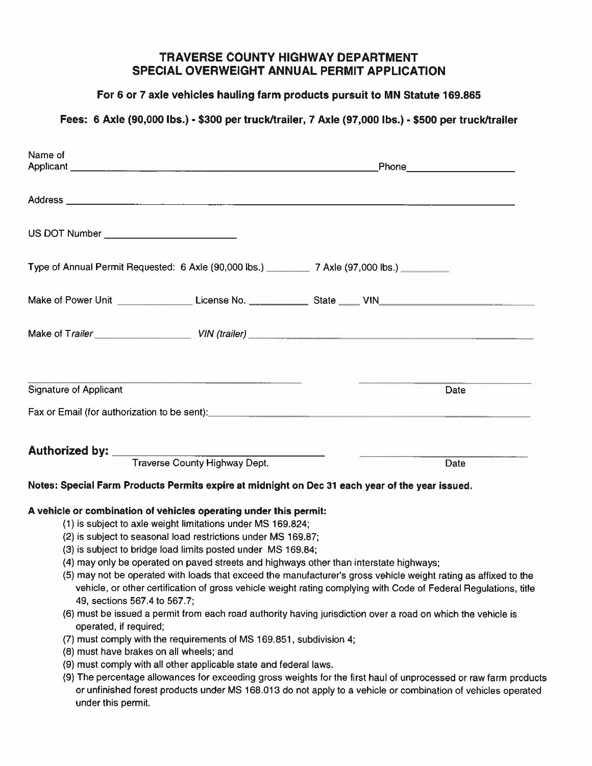# TRAVERSE COUNTY HIGHWAY DEPARTMENT
# SPECIAL OVERWEIGHT ANNUAL PERMIT APPLICATION

**For 6 or 7 axle vehicles hauling farm products pursuit to MN Statute 169.865**

**Fees: 6 Axle (90,000 lbs.) - $300 per truck/trailer, 7 Axle (97,000 lbs.) - $500 per truck/trailer**

Name of Applicant ______________________________________________ Phone ____________________

Address ______________________________________________________________________________

US DOT Number ________________________

Type of Annual Permit Requested: 6 Axle (90,000 lbs.) _________ 7 Axle (97,000 lbs.) _________

Make of Power Unit ______________ License No. ___________ State ____ VIN ______________________

Make of *Trailer* __________________ *VIN (trailer)* _____________________________________________

______________________________________ ______________________
Signature of Applicant Date

Fax or Email (for authorization to be sent): ___________________________________________

**Authorized by:** ______________________________________ ______________________
Traverse County Highway Dept. Date

**Notes: Special Farm Products Permits expire at midnight on Dec 31 each year of the year issued.**

**A vehicle or combination of vehicles operating under this permit:**

(1) is subject to axle weight limitations under MS 169.824;
(2) is subject to seasonal load restrictions under MS 169.87;
(3) is subject to bridge load limits posted under MS 169.84;
(4) may only be operated on paved streets and highways other than interstate highways;
(5) may not be operated with loads that exceed the manufacturer's gross vehicle weight rating as affixed to the vehicle, or other certification of gross vehicle weight rating complying with Code of Federal Regulations, title 49, sections 567.4 to 567.7;
(6) must be issued a permit from each road authority having jurisdiction over a road on which the vehicle is operated, if required;
(7) must comply with the requirements of MS 169.851, subdivision 4;
(8) must have brakes on all wheels; and
(9) must comply with all other applicable state and federal laws.
(9) The percentage allowances for exceeding gross weights for the first haul of unprocessed or raw farm products or unfinished forest products under MS 168.013 do not apply to a vehicle or combination of vehicles operated under this permit.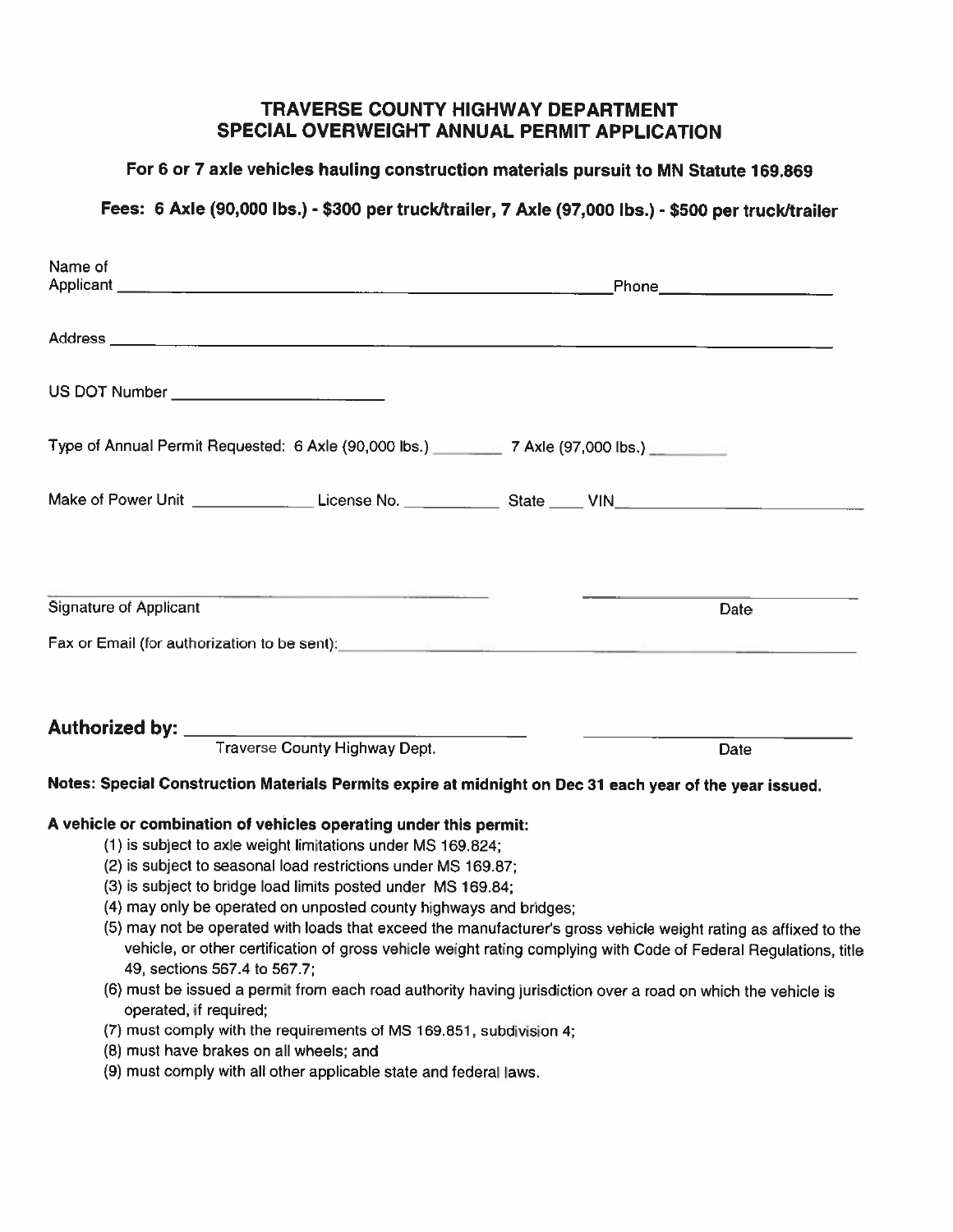# TRAVERSE COUNTY HIGHWAY DEPARTMENT
# SPECIAL OVERWEIGHT ANNUAL PERMIT APPLICATION

**For 6 or 7 axle vehicles hauling construction materials pursuit to MN Statute 169.869**

**Fees: 6 Axle (90,000 lbs.) - $300 per truck/trailer, 7 Axle (97,000 lbs.) - $500 per truck/trailer**

Name of Applicant ______________________________________________ Phone ____________________

Address ________________________________________________________________________________

US DOT Number ________________________

Type of Annual Permit Requested: 6 Axle (90,000 lbs.) ________ 7 Axle (97,000 lbs.) ________

Make of Power Unit ______________ License No. ___________ State _____ VIN ____________________________

______________________________________ ______________________
Signature of Applicant Date

Fax or Email (for authorization to be sent): ______________________________________________

**Authorized by:** ______________________________________ ______________________
Traverse County Highway Dept. Date

**Notes: Special Construction Materials Permits expire at midnight on Dec 31 each year of the year issued.**

**A vehicle or combination of vehicles operating under this permit:**

(1) is subject to axle weight limitations under MS 169.824;
(2) is subject to seasonal load restrictions under MS 169.87;
(3) is subject to bridge load limits posted under MS 169.84;
(4) may only be operated on unposted county highways and bridges;
(5) may not be operated with loads that exceed the manufacturer's gross vehicle weight rating as affixed to the vehicle, or other certification of gross vehicle weight rating complying with Code of Federal Regulations, title 49, sections 567.4 to 567.7;
(6) must be issued a permit from each road authority having jurisdiction over a road on which the vehicle is operated, if required;
(7) must comply with the requirements of MS 169.851, subdivision 4;
(8) must have brakes on all wheels; and
(9) must comply with all other applicable state and federal laws.